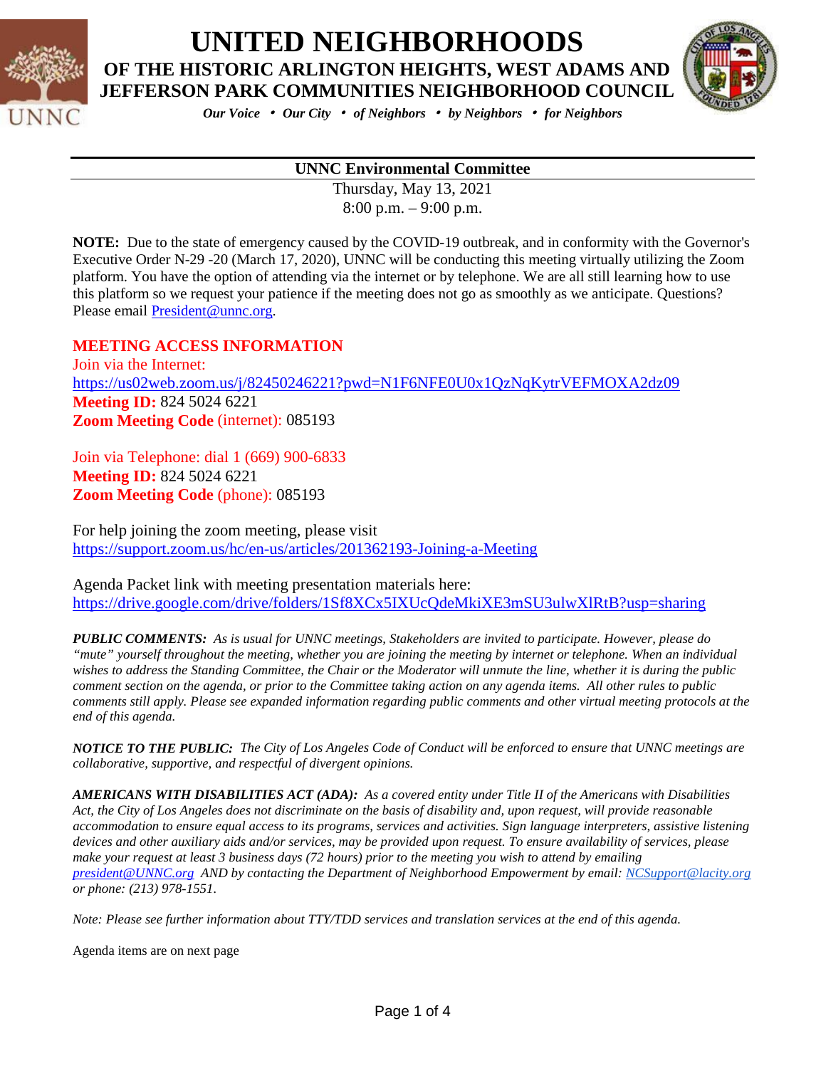# UNITED NEIGHBORHOODS

## OF THE HISTORIC ARLINGTON HEIGHTS, WEST ADAMS AND JEFFERSON PARK COMMUNITIES NEIGHBORHOOD COUNCIL

***Our Voice • Our City • of Neighbors • by Neighbors • for Neighbors***

---

**UNNC Environmental Committee**

Thursday, May 13, 2021
8:00 p.m. – 9:00 p.m.

**NOTE:** Due to the state of emergency caused by the COVID-19 outbreak, and in conformity with the Governor's Executive Order N-29 -20 (March 17, 2020), UNNC will be conducting this meeting virtually utilizing the Zoom platform. You have the option of attending via the internet or by telephone. We are all still learning how to use this platform so we request your patience if the meeting does not go as smoothly as we anticipate. Questions? Please email President@unnc.org.

**MEETING ACCESS INFORMATION**

Join via the Internet:
https://us02web.zoom.us/j/82450246221?pwd=N1F6NFE0U0x1QzNqKytrVEFMOXA2dz09
**Meeting ID:** 824 5024 6221
**Zoom Meeting Code** (internet): 085193

Join via Telephone: dial 1 (669) 900-6833
**Meeting ID:** 824 5024 6221
**Zoom Meeting Code** (phone): 085193

For help joining the zoom meeting, please visit
https://support.zoom.us/hc/en-us/articles/201362193-Joining-a-Meeting

Agenda Packet link with meeting presentation materials here:
https://drive.google.com/drive/folders/1Sf8XCx5IXUcQdeMkiXE3mSU3ulwXlRtB?usp=sharing

***PUBLIC COMMENTS:*** *As is usual for UNNC meetings, Stakeholders are invited to participate. However, please do "mute" yourself throughout the meeting, whether you are joining the meeting by internet or telephone. When an individual wishes to address the Standing Committee, the Chair or the Moderator will unmute the line, whether it is during the public comment section on the agenda, or prior to the Committee taking action on any agenda items. All other rules to public comments still apply. Please see expanded information regarding public comments and other virtual meeting protocols at the end of this agenda.*

***NOTICE TO THE PUBLIC:*** *The City of Los Angeles Code of Conduct will be enforced to ensure that UNNC meetings are collaborative, supportive, and respectful of divergent opinions.*

***AMERICANS WITH DISABILITIES ACT (ADA):*** *As a covered entity under Title II of the Americans with Disabilities Act, the City of Los Angeles does not discriminate on the basis of disability and, upon request, will provide reasonable accommodation to ensure equal access to its programs, services and activities. Sign language interpreters, assistive listening devices and other auxiliary aids and/or services, may be provided upon request. To ensure availability of services, please make your request at least 3 business days (72 hours) prior to the meeting you wish to attend by emailing president@UNNC.org AND by contacting the Department of Neighborhood Empowerment by email: NCSupport@lacity.org or phone: (213) 978-1551.*

*Note: Please see further information about TTY/TDD services and translation services at the end of this agenda.*

Agenda items are on next page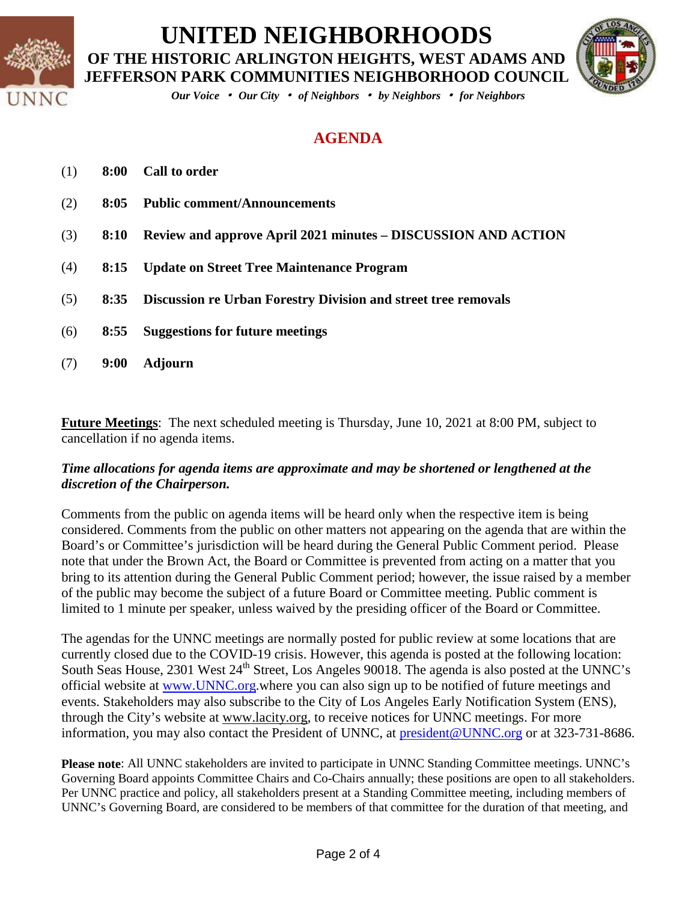# UNITED NEIGHBORHOODS

## OF THE HISTORIC ARLINGTON HEIGHTS, WEST ADAMS AND JEFFERSON PARK COMMUNITIES NEIGHBORHOOD COUNCIL

*Our Voice • Our City • of Neighbors • by Neighbors • for Neighbors*

## AGENDA

(1) **8:00 Call to order**

(2) **8:05 Public comment/Announcements**

(3) **8:10 Review and approve April 2021 minutes – DISCUSSION AND ACTION**

(4) **8:15 Update on Street Tree Maintenance Program**

(5) **8:35 Discussion re Urban Forestry Division and street tree removals**

(6) **8:55 Suggestions for future meetings**

(7) **9:00 Adjourn**

**Future Meetings**: The next scheduled meeting is Thursday, June 10, 2021 at 8:00 PM, subject to cancellation if no agenda items.

***Time allocations for agenda items are approximate and may be shortened or lengthened at the discretion of the Chairperson.***

Comments from the public on agenda items will be heard only when the respective item is being considered. Comments from the public on other matters not appearing on the agenda that are within the Board's or Committee's jurisdiction will be heard during the General Public Comment period. Please note that under the Brown Act, the Board or Committee is prevented from acting on a matter that you bring to its attention during the General Public Comment period; however, the issue raised by a member of the public may become the subject of a future Board or Committee meeting. Public comment is limited to 1 minute per speaker, unless waived by the presiding officer of the Board or Committee.

The agendas for the UNNC meetings are normally posted for public review at some locations that are currently closed due to the COVID-19 crisis. However, this agenda is posted at the following location: South Seas House, 2301 West 24th Street, Los Angeles 90018. The agenda is also posted at the UNNC's official website at www.UNNC.org.where you can also sign up to be notified of future meetings and events. Stakeholders may also subscribe to the City of Los Angeles Early Notification System (ENS), through the City's website at www.lacity.org, to receive notices for UNNC meetings. For more information, you may also contact the President of UNNC, at president@UNNC.org or at 323-731-8686.

**Please note**: All UNNC stakeholders are invited to participate in UNNC Standing Committee meetings. UNNC's Governing Board appoints Committee Chairs and Co-Chairs annually; these positions are open to all stakeholders. Per UNNC practice and policy, all stakeholders present at a Standing Committee meeting, including members of UNNC's Governing Board, are considered to be members of that committee for the duration of that meeting, and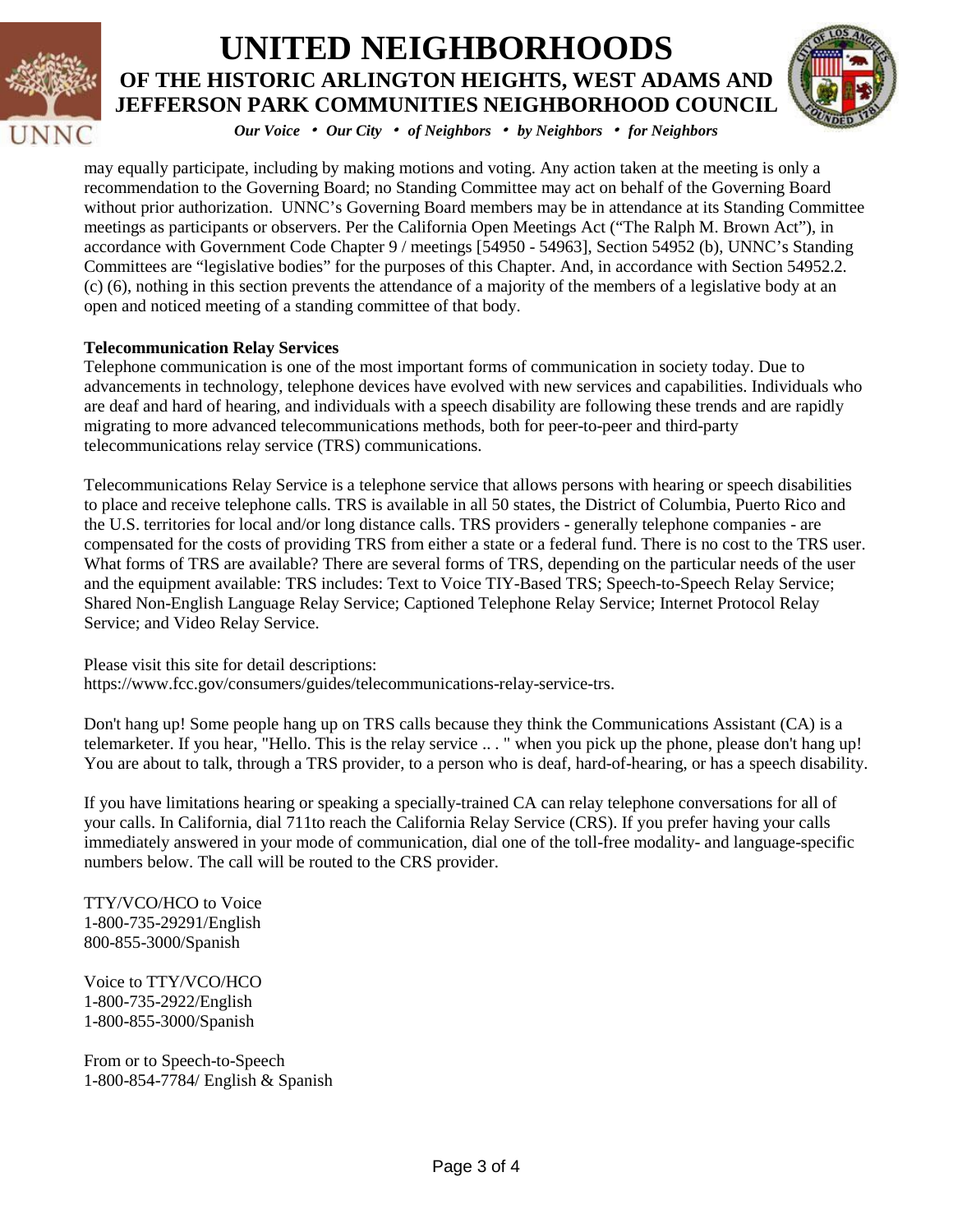may equally participate, including by making motions and voting. Any action taken at the meeting is only a recommendation to the Governing Board; no Standing Committee may act on behalf of the Governing Board without prior authorization. UNNC's Governing Board members may be in attendance at its Standing Committee meetings as participants or observers. Per the California Open Meetings Act ("The Ralph M. Brown Act"), in accordance with Government Code Chapter 9 / meetings [54950 - 54963], Section 54952 (b), UNNC's Standing Committees are "legislative bodies" for the purposes of this Chapter. And, in accordance with Section 54952.2. (c) (6), nothing in this section prevents the attendance of a majority of the members of a legislative body at an open and noticed meeting of a standing committee of that body.

**Telecommunication Relay Services**

Telephone communication is one of the most important forms of communication in society today. Due to advancements in technology, telephone devices have evolved with new services and capabilities. Individuals who are deaf and hard of hearing, and individuals with a speech disability are following these trends and are rapidly migrating to more advanced telecommunications methods, both for peer-to-peer and third-party telecommunications relay service (TRS) communications.

Telecommunications Relay Service is a telephone service that allows persons with hearing or speech disabilities to place and receive telephone calls. TRS is available in all 50 states, the District of Columbia, Puerto Rico and the U.S. territories for local and/or long distance calls. TRS providers - generally telephone companies - are compensated for the costs of providing TRS from either a state or a federal fund. There is no cost to the TRS user. What forms of TRS are available? There are several forms of TRS, depending on the particular needs of the user and the equipment available: TRS includes: Text to Voice TIY-Based TRS; Speech-to-Speech Relay Service; Shared Non-English Language Relay Service; Captioned Telephone Relay Service; Internet Protocol Relay Service; and Video Relay Service.

Please visit this site for detail descriptions:
https://www.fcc.gov/consumers/guides/telecommunications-relay-service-trs.

Don't hang up! Some people hang up on TRS calls because they think the Communications Assistant (CA) is a telemarketer. If you hear, "Hello. This is the relay service .. . " when you pick up the phone, please don't hang up! You are about to talk, through a TRS provider, to a person who is deaf, hard-of-hearing, or has a speech disability.

If you have limitations hearing or speaking a specially-trained CA can relay telephone conversations for all of your calls. In California, dial 711to reach the California Relay Service (CRS). If you prefer having your calls immediately answered in your mode of communication, dial one of the toll-free modality- and language-specific numbers below. The call will be routed to the CRS provider.

TTY/VCO/HCO to Voice
1-800-735-29291/English
800-855-3000/Spanish

Voice to TTY/VCO/HCO
1-800-735-2922/English
1-800-855-3000/Spanish

From or to Speech-to-Speech
1-800-854-7784/ English & Spanish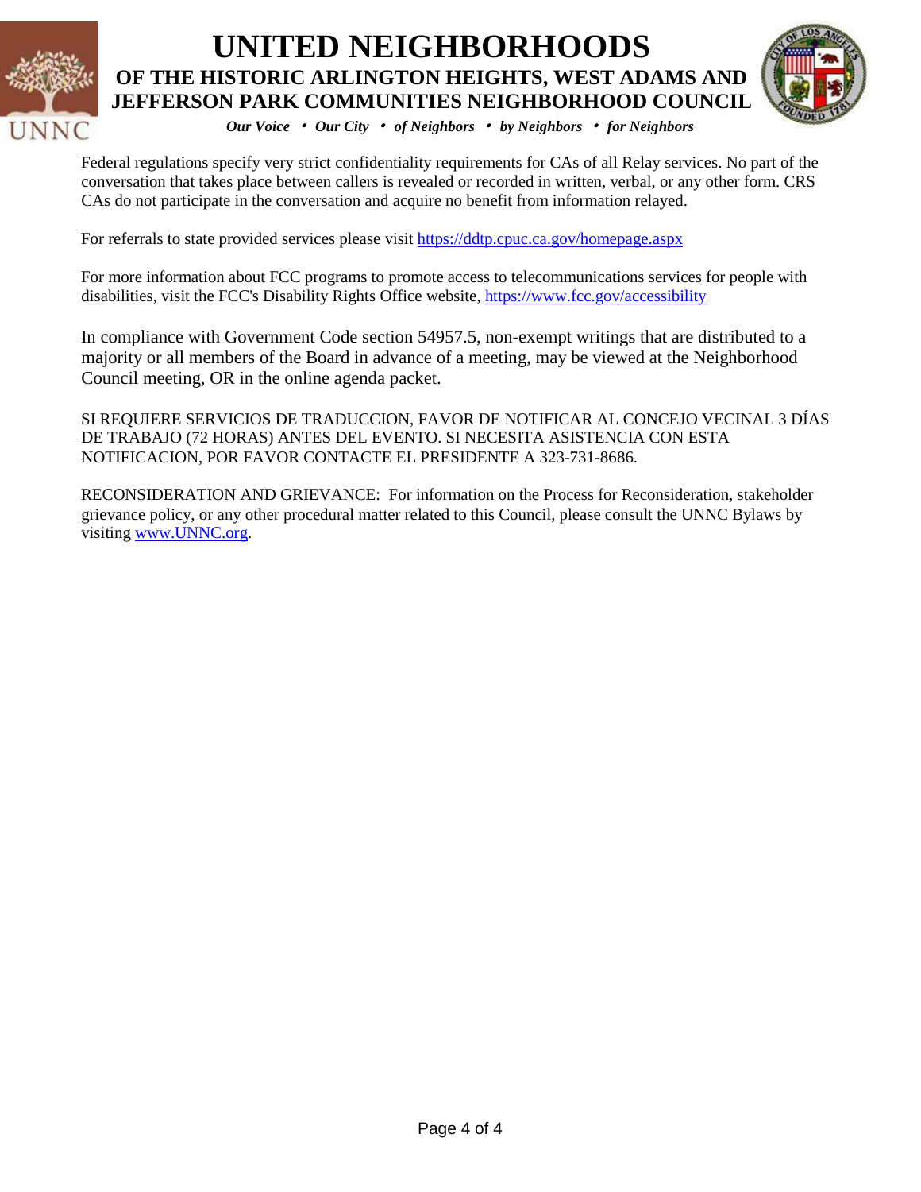Federal regulations specify very strict confidentiality requirements for CAs of all Relay services. No part of the conversation that takes place between callers is revealed or recorded in written, verbal, or any other form. CRS CAs do not participate in the conversation and acquire no benefit from information relayed.

For referrals to state provided services please visit https://ddtp.cpuc.ca.gov/homepage.aspx

For more information about FCC programs to promote access to telecommunications services for people with disabilities, visit the FCC's Disability Rights Office website, https://www.fcc.gov/accessibility

In compliance with Government Code section 54957.5, non-exempt writings that are distributed to a majority or all members of the Board in advance of a meeting, may be viewed at the Neighborhood Council meeting, OR in the online agenda packet.

SI REQUIERE SERVICIOS DE TRADUCCION, FAVOR DE NOTIFICAR AL CONCEJO VECINAL 3 DÍAS DE TRABAJO (72 HORAS) ANTES DEL EVENTO. SI NECESITA ASISTENCIA CON ESTA NOTIFICACION, POR FAVOR CONTACTE EL PRESIDENTE A 323-731-8686.

RECONSIDERATION AND GRIEVANCE: For information on the Process for Reconsideration, stakeholder grievance policy, or any other procedural matter related to this Council, please consult the UNNC Bylaws by visiting www.UNNC.org.